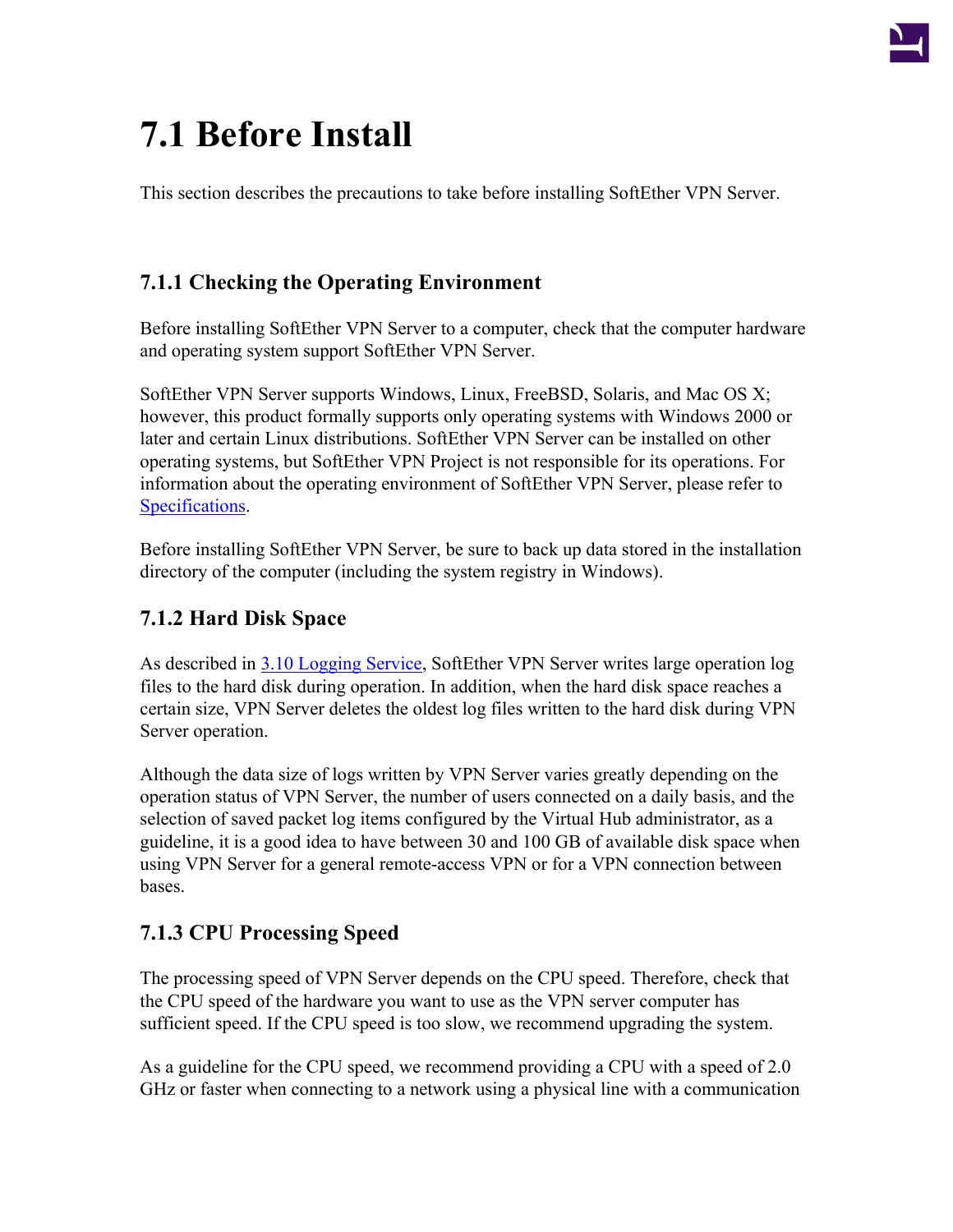# 7.1 Before Install

This section describes the precautions to take before installing SoftEther VPN Server.

## 7.1.1 Checking the Operating Environment

Before installing SoftEther VPN Server to a computer, check that the computer hardware and operating system support SoftEther VPN Server.

SoftEther VPN Server supports Windows, Linux, FreeBSD, Solaris, and Mac OS X; however, this product formally supports only operating systems with Windows 2000 or later and certain Linux distributions. SoftEther VPN Server can be installed on other operating systems, but SoftEther VPN Project is not responsible for its operations. For information about the operating environment of SoftEther VPN Server, please refer to Specifications.

Before installing SoftEther VPN Server, be sure to back up data stored in the installation directory of the computer (including the system registry in Windows).

## 7.1.2 Hard Disk Space

As described in 3.10 Logging Service, SoftEther VPN Server writes large operation log files to the hard disk during operation. In addition, when the hard disk space reaches a certain size, VPN Server deletes the oldest log files written to the hard disk during VPN Server operation.

Although the data size of logs written by VPN Server varies greatly depending on the operation status of VPN Server, the number of users connected on a daily basis, and the selection of saved packet log items configured by the Virtual Hub administrator, as a guideline, it is a good idea to have between 30 and 100 GB of available disk space when using VPN Server for a general remote-access VPN or for a VPN connection between bases.

## 7.1.3 CPU Processing Speed

The processing speed of VPN Server depends on the CPU speed. Therefore, check that the CPU speed of the hardware you want to use as the VPN server computer has sufficient speed. If the CPU speed is too slow, we recommend upgrading the system.

As a guideline for the CPU speed, we recommend providing a CPU with a speed of 2.0 GHz or faster when connecting to a network using a physical line with a communication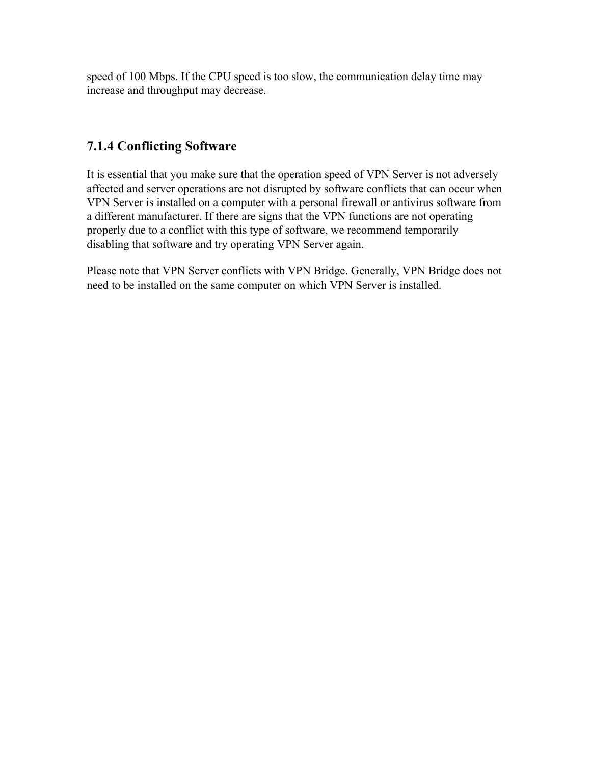speed of 100 Mbps. If the CPU speed is too slow, the communication delay time may increase and throughput may decrease.

### 7.1.4 Conflicting Software

It is essential that you make sure that the operation speed of VPN Server is not adversely affected and server operations are not disrupted by software conflicts that can occur when VPN Server is installed on a computer with a personal firewall or antivirus software from a different manufacturer. If there are signs that the VPN functions are not operating properly due to a conflict with this type of software, we recommend temporarily disabling that software and try operating VPN Server again.

Please note that VPN Server conflicts with VPN Bridge. Generally, VPN Bridge does not need to be installed on the same computer on which VPN Server is installed.